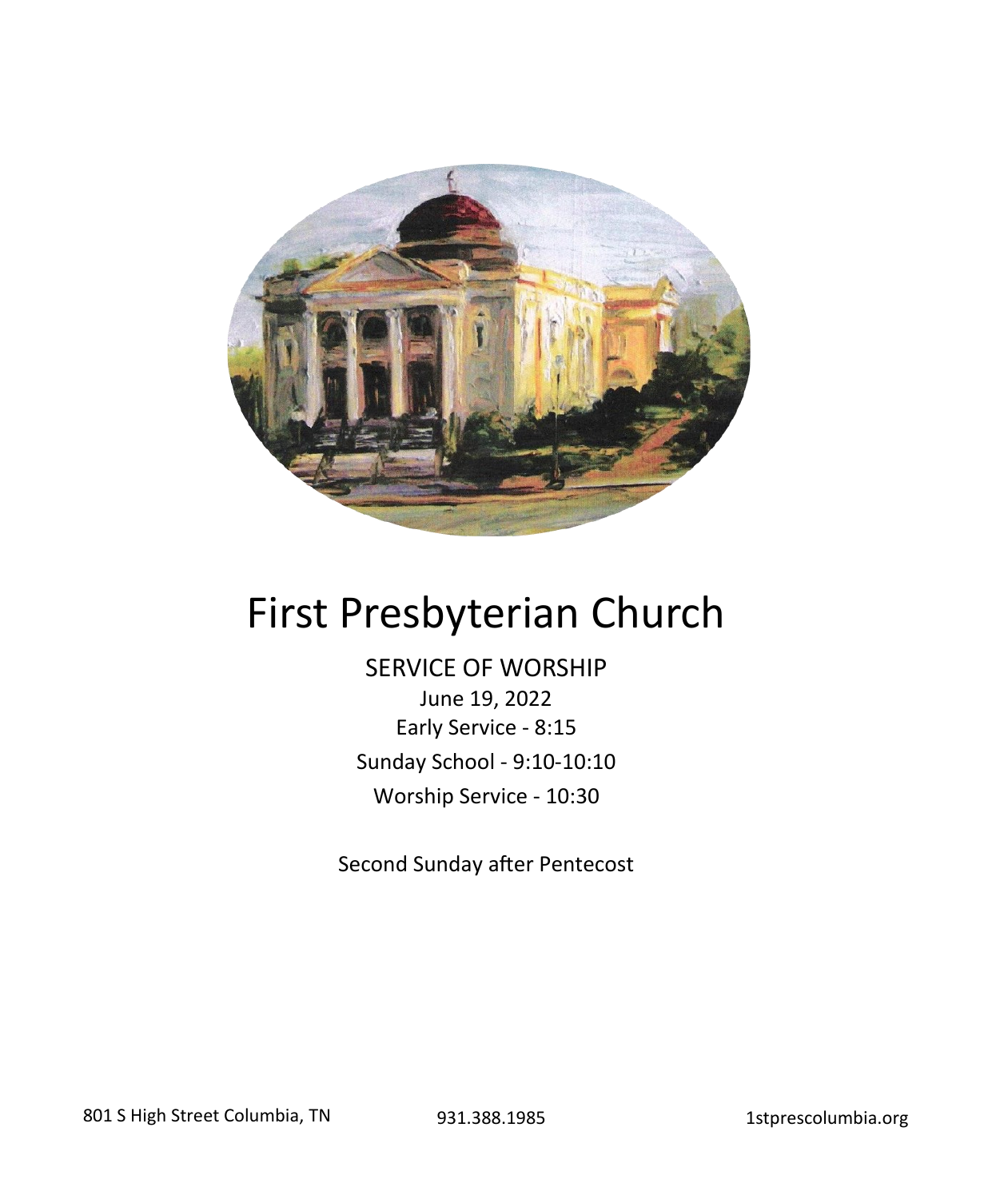# First Presbyterian Church

SERVICE OF WORSHIP

June 19, 2022

Early Service - 8:15

Sunday School - 9:10-10:10

Worship Service - 10:30

Second Sunday after Pentecost

801 S High Street Columbia, TN    931.388.1985    1stprescolumbia.org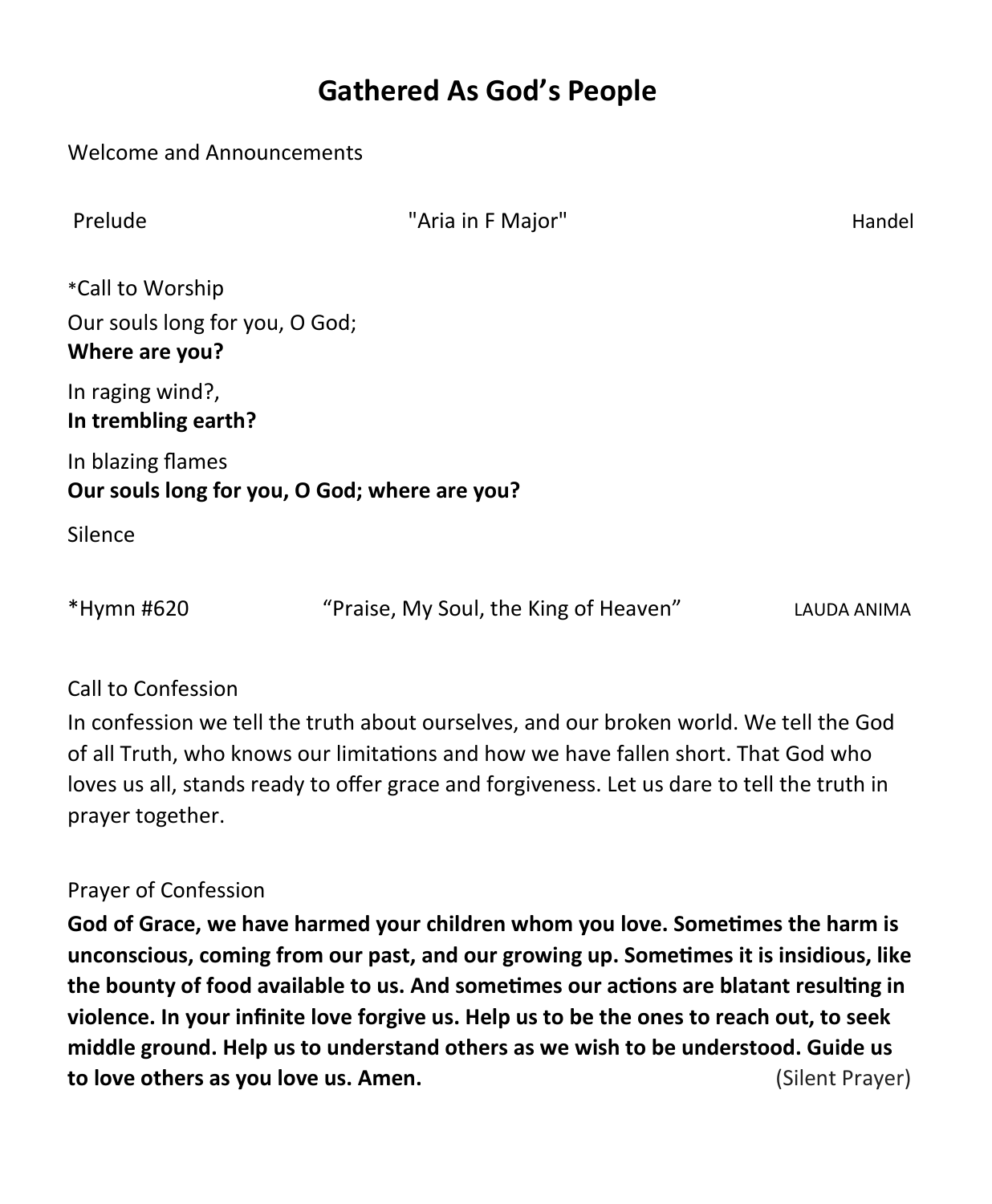# Gathered As God's People

Welcome and Announcements

Prelude "Aria in F Major" Handel

*Call to Worship

Our souls long for you, O God;
**Where are you?**

In raging wind?,
**In trembling earth?**

In blazing flames
**Our souls long for you, O God; where are you?**

Silence

*Hymn #620 "Praise, My Soul, the King of Heaven" LAUDA ANIMA

Call to Confession

In confession we tell the truth about ourselves, and our broken world. We tell the God of all Truth, who knows our limitations and how we have fallen short. That God who loves us all, stands ready to offer grace and forgiveness. Let us dare to tell the truth in prayer together.

Prayer of Confession

**God of Grace, we have harmed your children whom you love. Sometimes the harm is unconscious, coming from our past, and our growing up. Sometimes it is insidious, like the bounty of food available to us. And sometimes our actions are blatant resulting in violence. In your infinite love forgive us. Help us to be the ones to reach out, to seek middle ground. Help us to understand others as we wish to be understood. Guide us to love others as you love us. Amen.** (Silent Prayer)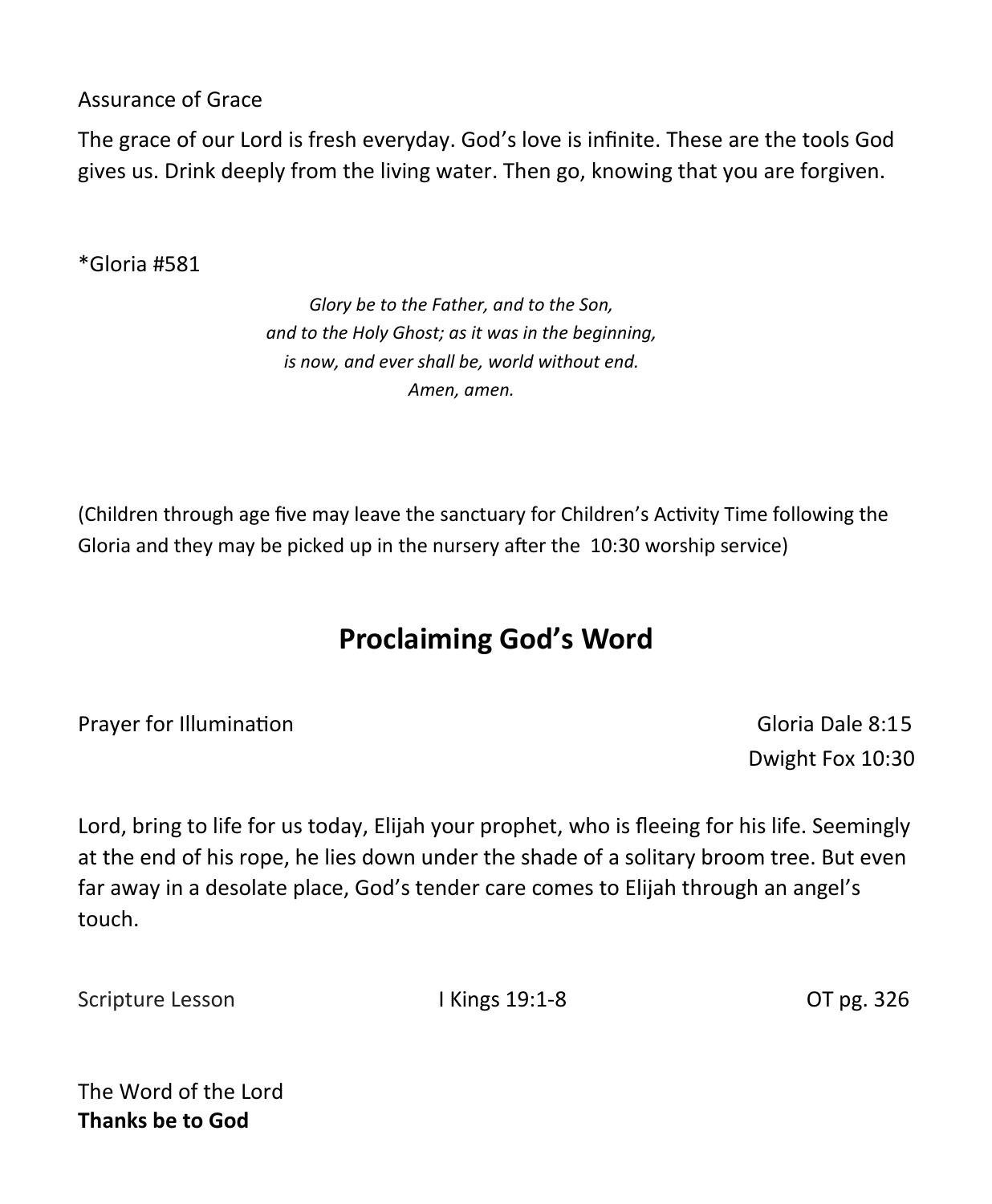Assurance of Grace

The grace of our Lord is fresh everyday. God's love is infinite. These are the tools God gives us. Drink deeply from the living water. Then go, knowing that you are forgiven.

*Gloria #581

*Glory be to the Father, and to the Son,*
*and to the Holy Ghost; as it was in the beginning,*
*is now, and ever shall be, world without end.*
*Amen, amen.*

(Children through age five may leave the sanctuary for Children's Activity Time following the Gloria and they may be picked up in the nursery after the 10:30 worship service)

## Proclaiming God's Word

Prayer for Illumination — Gloria Dale 8:15, Dwight Fox 10:30

Lord, bring to life for us today, Elijah your prophet, who is fleeing for his life. Seemingly at the end of his rope, he lies down under the shade of a solitary broom tree. But even far away in a desolate place, God's tender care comes to Elijah through an angel's touch.

Scripture Lesson — I Kings 19:1-8 — OT pg. 326

The Word of the Lord
**Thanks be to God**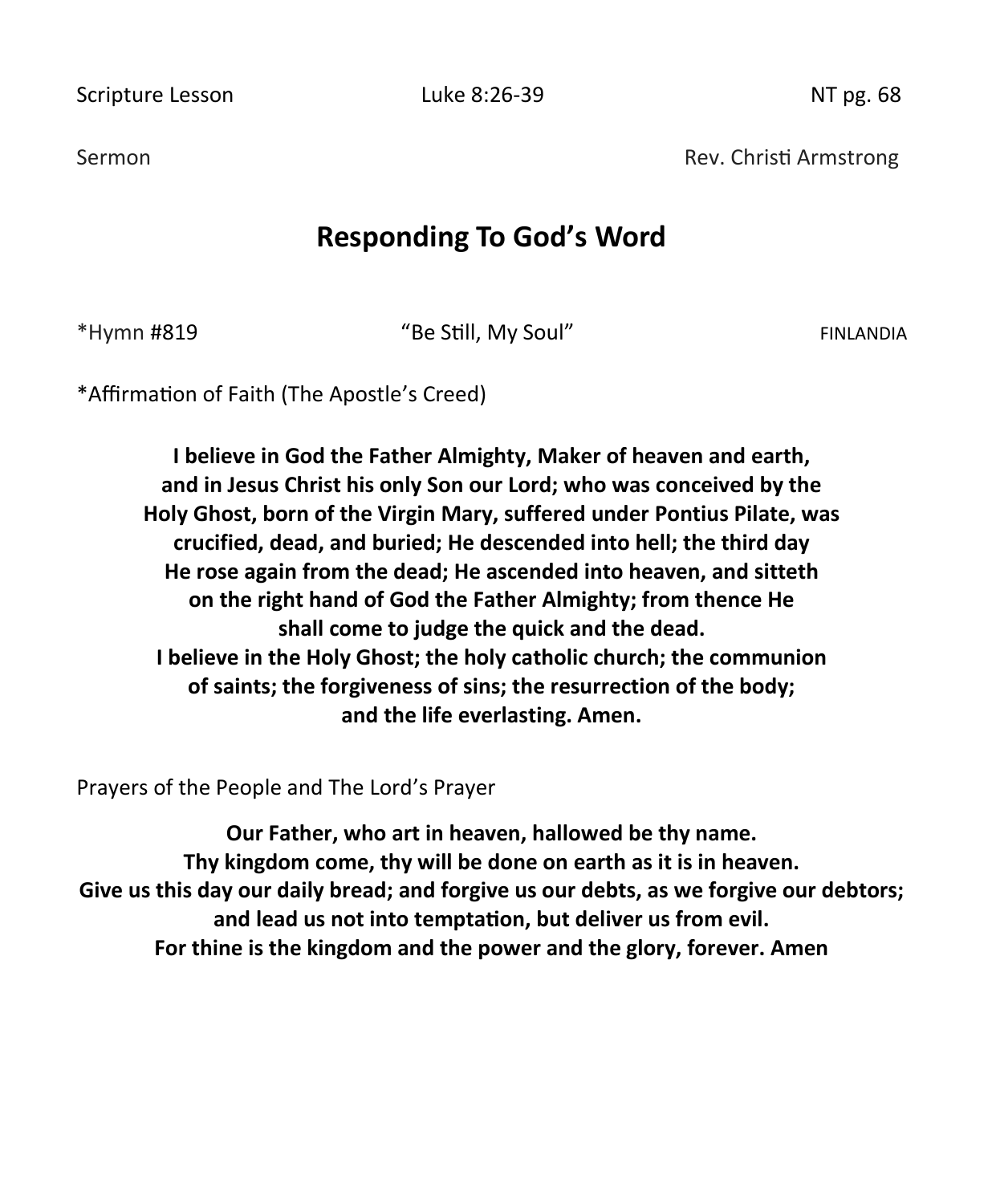Scripture Lesson Luke 8:26-39 NT pg. 68

Sermon Rev. Christi Armstrong

## Responding To God's Word

*Hymn #819 "Be Still, My Soul" FINLANDIA

*Affirmation of Faith (The Apostle's Creed)

**I believe in God the Father Almighty, Maker of heaven and earth, and in Jesus Christ his only Son our Lord; who was conceived by the Holy Ghost, born of the Virgin Mary, suffered under Pontius Pilate, was crucified, dead, and buried; He descended into hell; the third day He rose again from the dead; He ascended into heaven, and sitteth on the right hand of God the Father Almighty; from thence He shall come to judge the quick and the dead.**
**I believe in the Holy Ghost; the holy catholic church; the communion of saints; the forgiveness of sins; the resurrection of the body; and the life everlasting. Amen.**

Prayers of the People and The Lord's Prayer

**Our Father, who art in heaven, hallowed be thy name.**
**Thy kingdom come, thy will be done on earth as it is in heaven.**
**Give us this day our daily bread; and forgive us our debts, as we forgive our debtors;**
**and lead us not into temptation, but deliver us from evil.**
**For thine is the kingdom and the power and the glory, forever. Amen**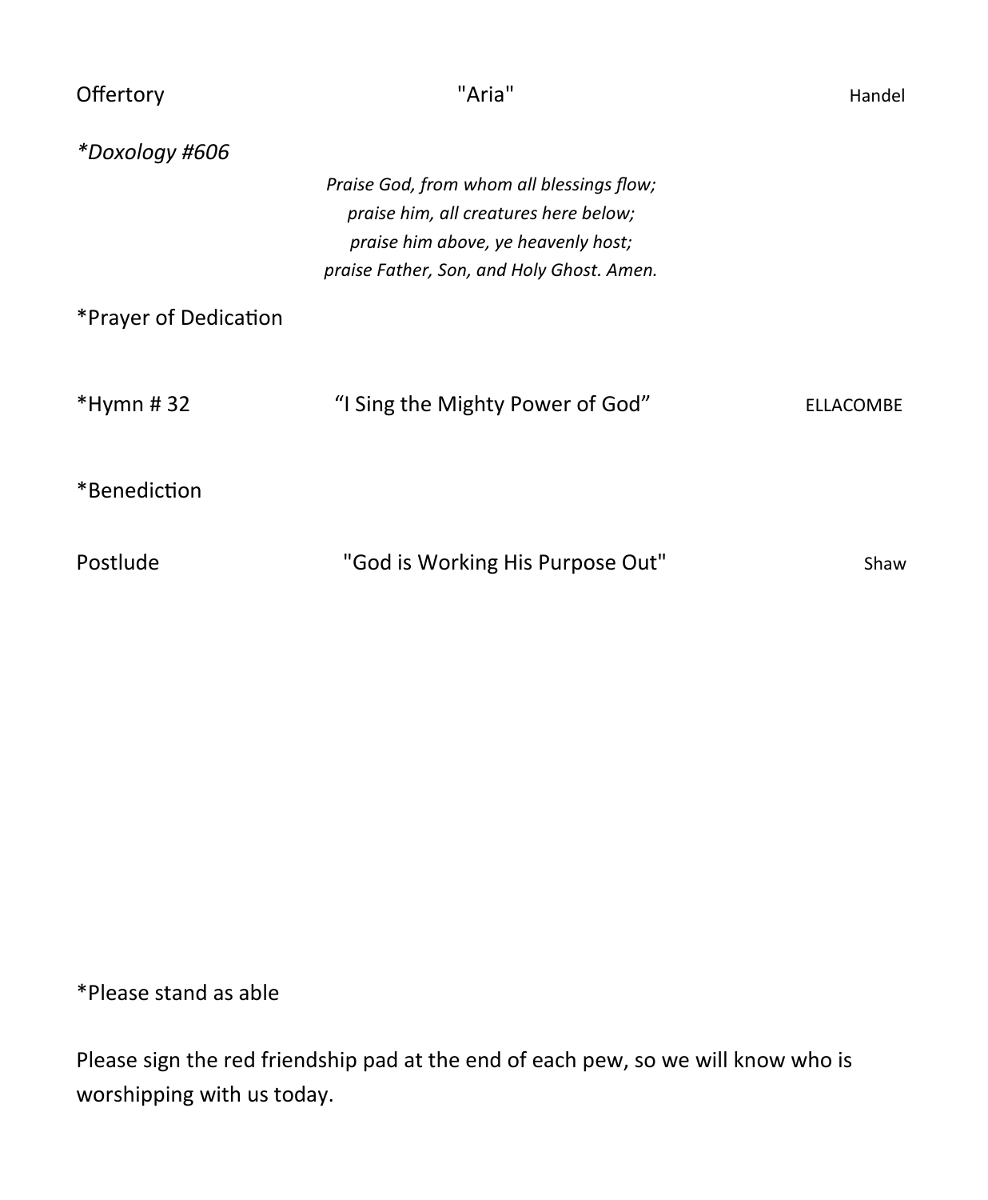Offertory "Aria" Handel

*\*Doxology #606*

*Praise God, from whom all blessings flow;*
*praise him, all creatures here below;*
*praise him above, ye heavenly host;*
*praise Father, Son, and Holy Ghost. Amen.*

*Prayer of Dedication

*Hymn # 32 "I Sing the Mighty Power of God" ELLACOMBE

*Benediction

Postlude "God is Working His Purpose Out" Shaw

*Please stand as able

Please sign the red friendship pad at the end of each pew, so we will know who is worshipping with us today.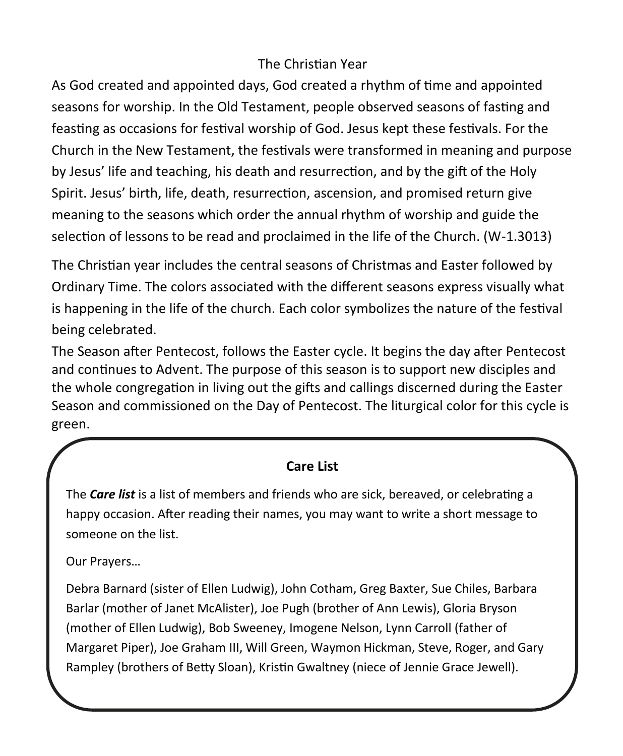## The Christian Year

As God created and appointed days, God created a rhythm of time and appointed seasons for worship. In the Old Testament, people observed seasons of fasting and feasting as occasions for festival worship of God. Jesus kept these festivals. For the Church in the New Testament, the festivals were transformed in meaning and purpose by Jesus' life and teaching, his death and resurrection, and by the gift of the Holy Spirit. Jesus' birth, life, death, resurrection, ascension, and promised return give meaning to the seasons which order the annual rhythm of worship and guide the selection of lessons to be read and proclaimed in the life of the Church. (W-1.3013)

The Christian year includes the central seasons of Christmas and Easter followed by Ordinary Time. The colors associated with the different seasons express visually what is happening in the life of the church. Each color symbolizes the nature of the festival being celebrated.

The Season after Pentecost, follows the Easter cycle. It begins the day after Pentecost and continues to Advent. The purpose of this season is to support new disciples and the whole congregation in living out the gifts and callings discerned during the Easter Season and commissioned on the Day of Pentecost. The liturgical color for this cycle is green.

## Care List

The ***Care list*** is a list of members and friends who are sick, bereaved, or celebrating a happy occasion. After reading their names, you may want to write a short message to someone on the list.

Our Prayers…

Debra Barnard (sister of Ellen Ludwig), John Cotham, Greg Baxter, Sue Chiles, Barbara Barlar (mother of Janet McAlister), Joe Pugh (brother of Ann Lewis), Gloria Bryson (mother of Ellen Ludwig), Bob Sweeney, Imogene Nelson, Lynn Carroll (father of Margaret Piper), Joe Graham III, Will Green, Waymon Hickman, Steve, Roger, and Gary Rampley (brothers of Betty Sloan), Kristin Gwaltney (niece of Jennie Grace Jewell).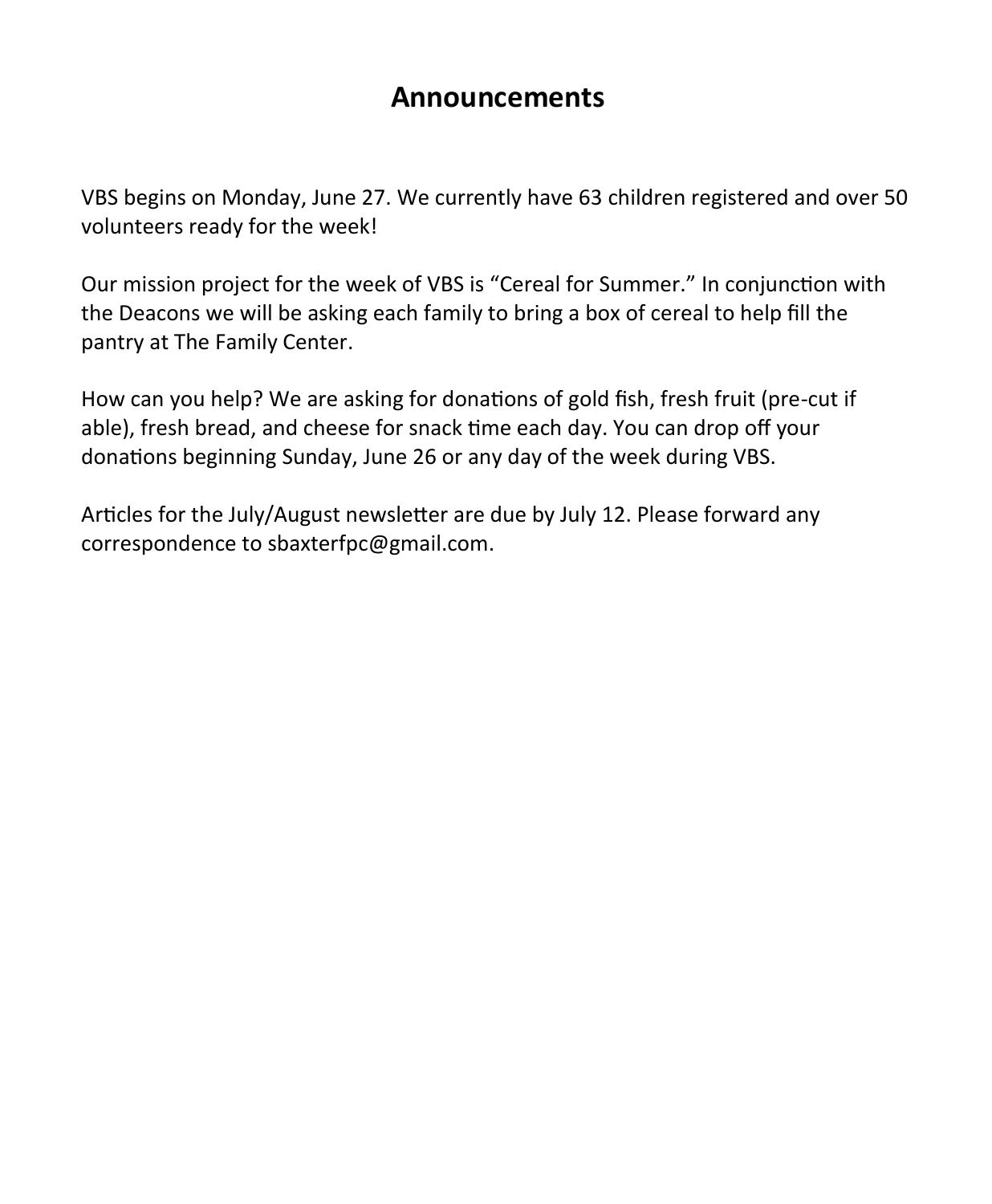# Announcements

VBS begins on Monday, June 27. We currently have 63 children registered and over 50 volunteers ready for the week!

Our mission project for the week of VBS is "Cereal for Summer." In conjunction with the Deacons we will be asking each family to bring a box of cereal to help fill the pantry at The Family Center.

How can you help? We are asking for donations of gold fish, fresh fruit (pre-cut if able), fresh bread, and cheese for snack time each day. You can drop off your donations beginning Sunday, June 26 or any day of the week during VBS.

Articles for the July/August newsletter are due by July 12. Please forward any correspondence to sbaxterfpc@gmail.com.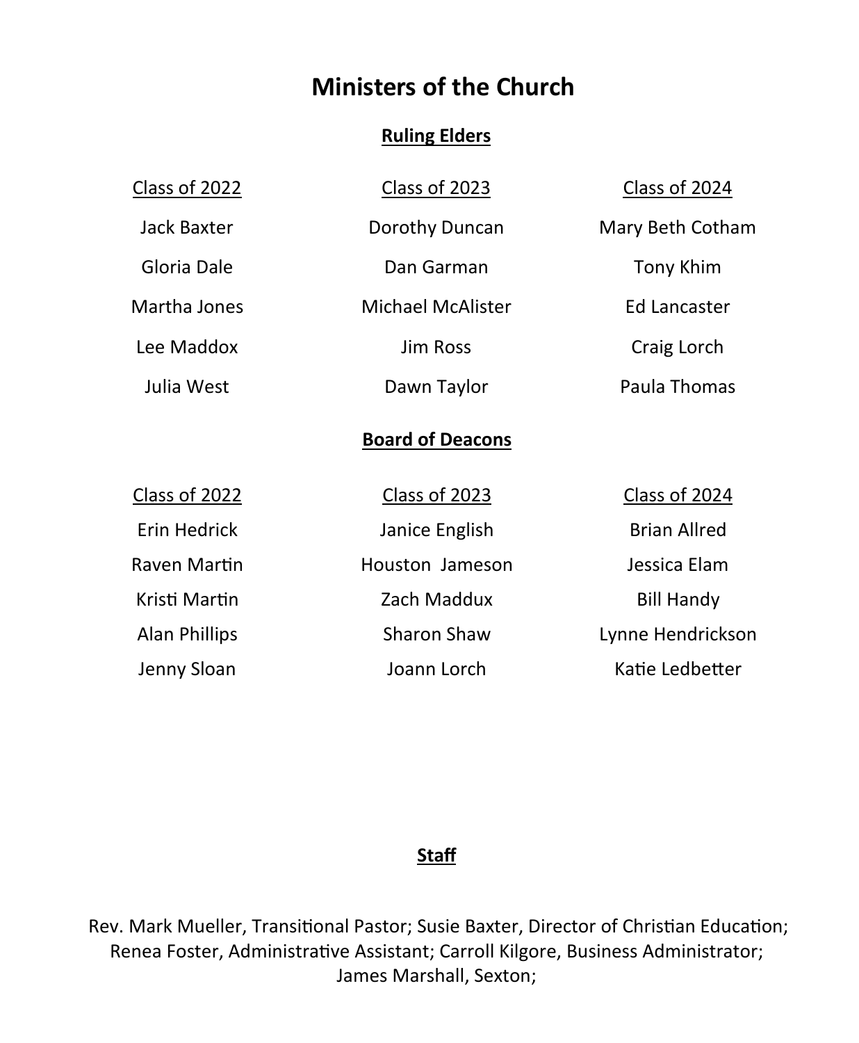# Ministers of the Church

## Ruling Elders

| Class of 2022 | Class of 2023 | Class of 2024 |
| --- | --- | --- |
| Jack Baxter | Dorothy Duncan | Mary Beth Cotham |
| Gloria Dale | Dan Garman | Tony Khim |
| Martha Jones | Michael McAlister | Ed Lancaster |
| Lee Maddox | Jim Ross | Craig Lorch |
| Julia West | Dawn Taylor | Paula Thomas |

## Board of Deacons

| Class of 2022 | Class of 2023 | Class of 2024 |
| --- | --- | --- |
| Erin Hedrick | Janice English | Brian Allred |
| Raven Martin | Houston Jameson | Jessica Elam |
| Kristi Martin | Zach Maddux | Bill Handy |
| Alan Phillips | Sharon Shaw | Lynne Hendrickson |
| Jenny Sloan | Joann Lorch | Katie Ledbetter |

## Staff

Rev. Mark Mueller, Transitional Pastor; Susie Baxter, Director of Christian Education; Renea Foster, Administrative Assistant; Carroll Kilgore, Business Administrator; James Marshall, Sexton;